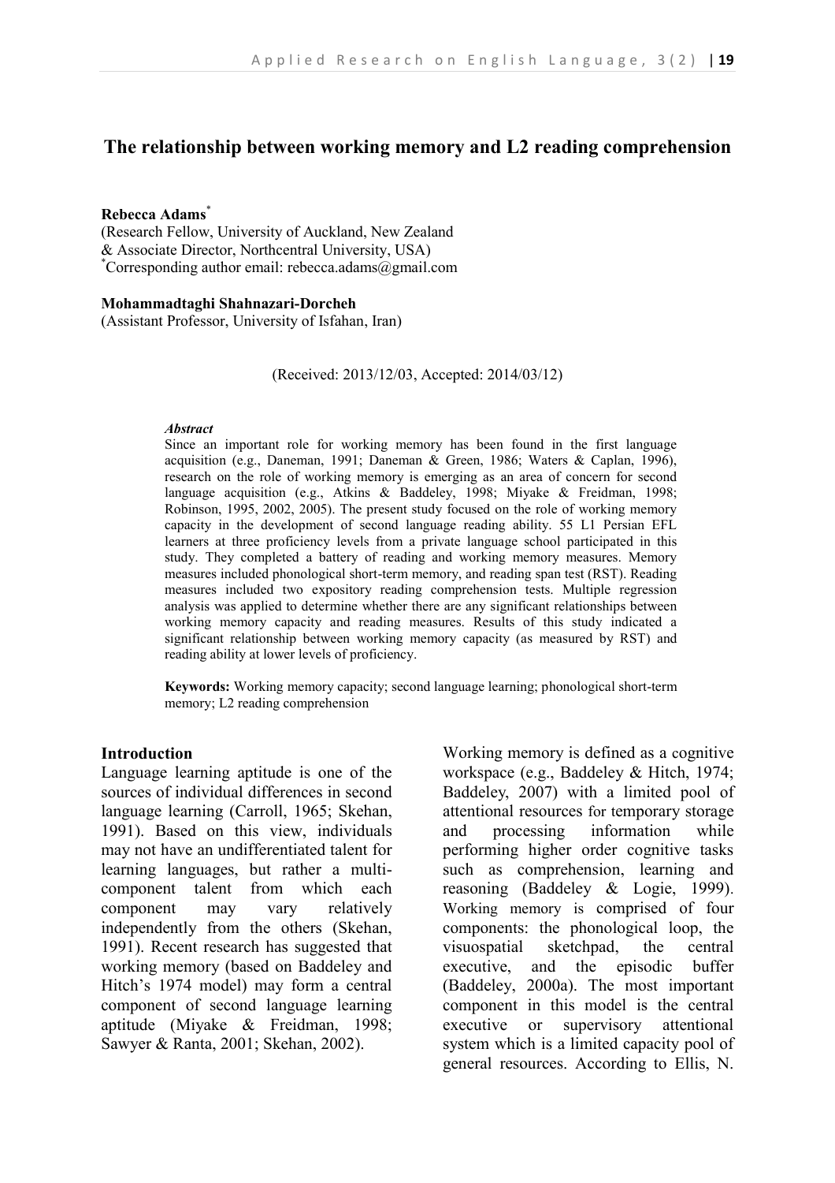# The relationship between working memory and L2 reading comprehension

**Rebecca Adams**[*]
(Research Fellow, University of Auckland, New Zealand
& Associate Director, Northcentral University, USA)
[*]Corresponding author email: rebecca.adams@gmail.com

**Mohammadtaghi Shahnazari-Dorcheh**
(Assistant Professor, University of Isfahan, Iran)

(Received: 2013/12/03, Accepted: 2014/03/12)

***Abstract***

Since an important role for working memory has been found in the first language acquisition (e.g., Daneman, 1991; Daneman & Green, 1986; Waters & Caplan, 1996), research on the role of working memory is emerging as an area of concern for second language acquisition (e.g., Atkins & Baddeley, 1998; Miyake & Freidman, 1998; Robinson, 1995, 2002, 2005). The present study focused on the role of working memory capacity in the development of second language reading ability. 55 L1 Persian EFL learners at three proficiency levels from a private language school participated in this study. They completed a battery of reading and working memory measures. Memory measures included phonological short-term memory, and reading span test (RST). Reading measures included two expository reading comprehension tests. Multiple regression analysis was applied to determine whether there are any significant relationships between working memory capacity and reading measures. Results of this study indicated a significant relationship between working memory capacity (as measured by RST) and reading ability at lower levels of proficiency.

**Keywords:** Working memory capacity; second language learning; phonological short-term memory; L2 reading comprehension

## Introduction

Language learning aptitude is one of the sources of individual differences in second language learning (Carroll, 1965; Skehan, 1991). Based on this view, individuals may not have an undifferentiated talent for learning languages, but rather a multi-component talent from which each component may vary relatively independently from the others (Skehan, 1991). Recent research has suggested that working memory (based on Baddeley and Hitch's 1974 model) may form a central component of second language learning aptitude (Miyake & Freidman, 1998; Sawyer & Ranta, 2001; Skehan, 2002).

Working memory is defined as a cognitive workspace (e.g., Baddeley & Hitch, 1974; Baddeley, 2007) with a limited pool of attentional resources for temporary storage and processing information while performing higher order cognitive tasks such as comprehension, learning and reasoning (Baddeley & Logie, 1999). Working memory is comprised of four components: the phonological loop, the visuospatial sketchpad, the central executive, and the episodic buffer (Baddeley, 2000a). The most important component in this model is the central executive or supervisory attentional system which is a limited capacity pool of general resources. According to Ellis, N.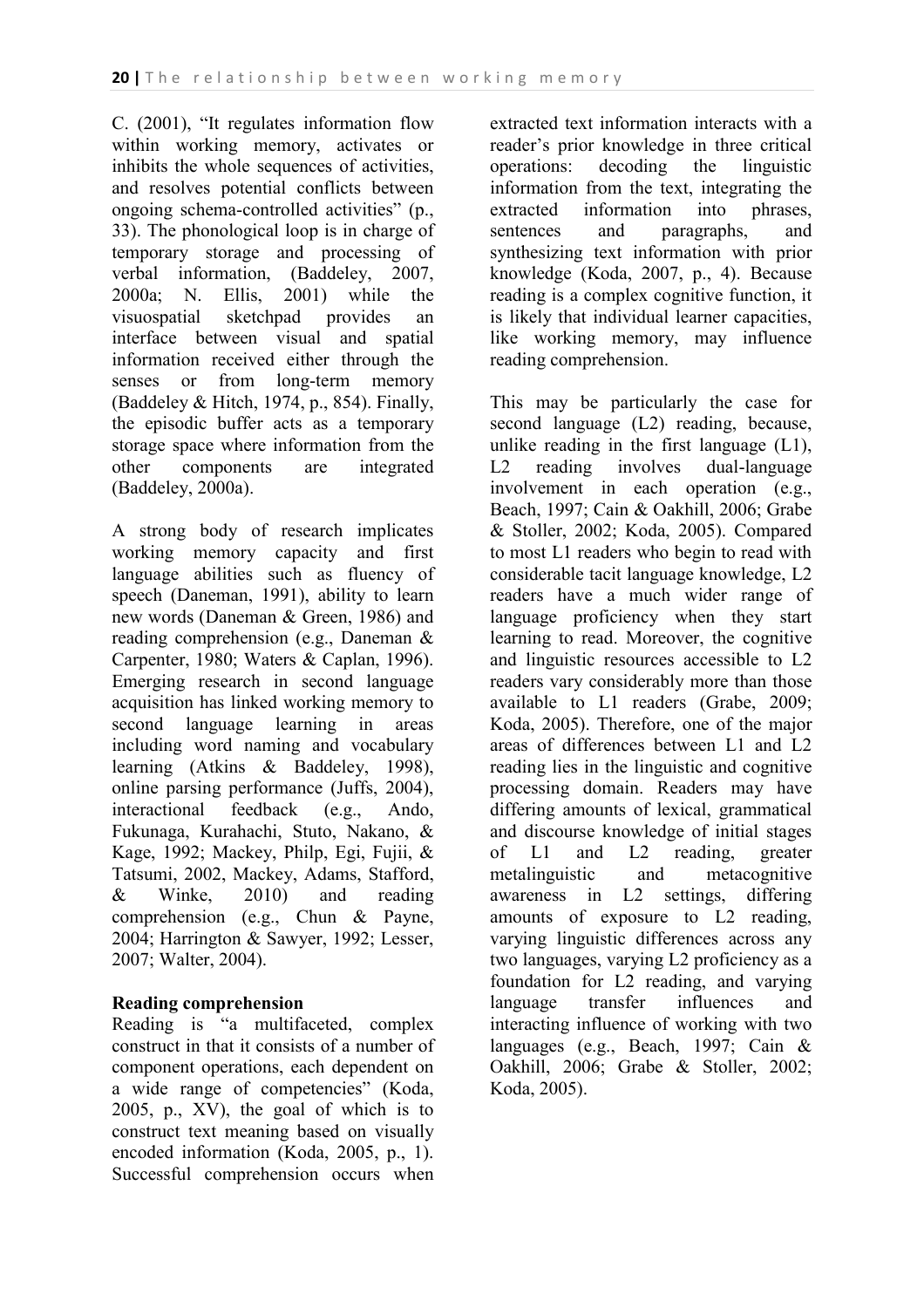C. (2001), "It regulates information flow within working memory, activates or inhibits the whole sequences of activities, and resolves potential conflicts between ongoing schema-controlled activities" (p., 33). The phonological loop is in charge of temporary storage and processing of verbal information, (Baddeley, 2007, 2000a; N. Ellis, 2001) while the visuospatial sketchpad provides an interface between visual and spatial information received either through the senses or from long-term memory (Baddeley & Hitch, 1974, p., 854). Finally, the episodic buffer acts as a temporary storage space where information from the other components are integrated (Baddeley, 2000a).

A strong body of research implicates working memory capacity and first language abilities such as fluency of speech (Daneman, 1991), ability to learn new words (Daneman & Green, 1986) and reading comprehension (e.g., Daneman & Carpenter, 1980; Waters & Caplan, 1996). Emerging research in second language acquisition has linked working memory to second language learning in areas including word naming and vocabulary learning (Atkins & Baddeley, 1998), online parsing performance (Juffs, 2004), interactional feedback (e.g., Ando, Fukunaga, Kurahachi, Stuto, Nakano, & Kage, 1992; Mackey, Philp, Egi, Fujii, & Tatsumi, 2002, Mackey, Adams, Stafford, & Winke, 2010) and reading comprehension (e.g., Chun & Payne, 2004; Harrington & Sawyer, 1992; Lesser, 2007; Walter, 2004).

**Reading comprehension**

Reading is "a multifaceted, complex construct in that it consists of a number of component operations, each dependent on a wide range of competencies" (Koda, 2005, p., XV), the goal of which is to construct text meaning based on visually encoded information (Koda, 2005, p., 1). Successful comprehension occurs when extracted text information interacts with a reader's prior knowledge in three critical operations: decoding the linguistic information from the text, integrating the extracted information into phrases, sentences and paragraphs, and synthesizing text information with prior knowledge (Koda, 2007, p., 4). Because reading is a complex cognitive function, it is likely that individual learner capacities, like working memory, may influence reading comprehension.

This may be particularly the case for second language (L2) reading, because, unlike reading in the first language (L1), L2 reading involves dual-language involvement in each operation (e.g., Beach, 1997; Cain & Oakhill, 2006; Grabe & Stoller, 2002; Koda, 2005). Compared to most L1 readers who begin to read with considerable tacit language knowledge, L2 readers have a much wider range of language proficiency when they start learning to read. Moreover, the cognitive and linguistic resources accessible to L2 readers vary considerably more than those available to L1 readers (Grabe, 2009; Koda, 2005). Therefore, one of the major areas of differences between L1 and L2 reading lies in the linguistic and cognitive processing domain. Readers may have differing amounts of lexical, grammatical and discourse knowledge of initial stages of L1 and L2 reading, greater metalinguistic and metacognitive awareness in L2 settings, differing amounts of exposure to L2 reading, varying linguistic differences across any two languages, varying L2 proficiency as a foundation for L2 reading, and varying language transfer influences and interacting influence of working with two languages (e.g., Beach, 1997; Cain & Oakhill, 2006; Grabe & Stoller, 2002; Koda, 2005).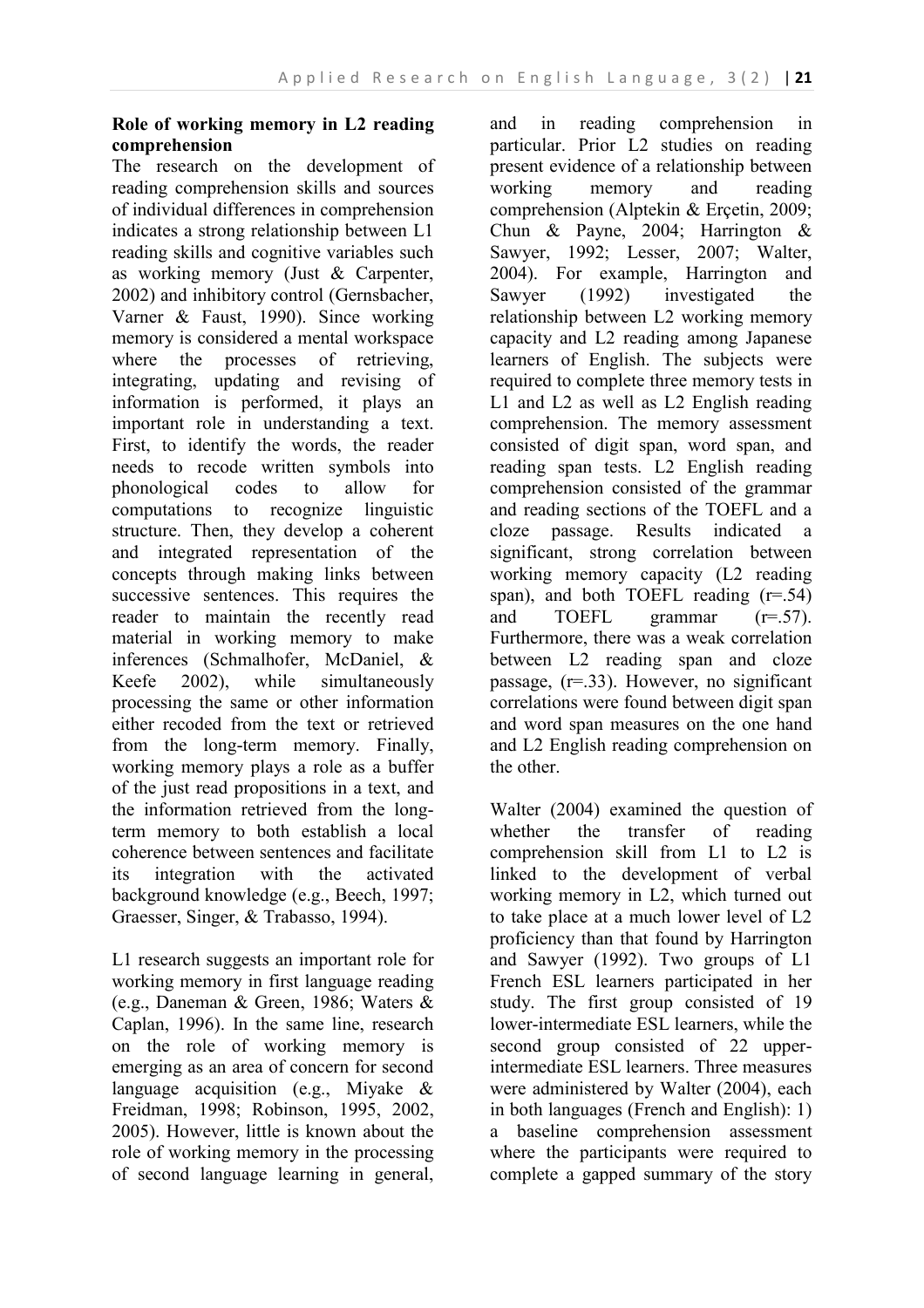## Role of working memory in L2 reading comprehension

The research on the development of reading comprehension skills and sources of individual differences in comprehension indicates a strong relationship between L1 reading skills and cognitive variables such as working memory (Just & Carpenter, 2002) and inhibitory control (Gernsbacher, Varner & Faust, 1990). Since working memory is considered a mental workspace where the processes of retrieving, integrating, updating and revising of information is performed, it plays an important role in understanding a text. First, to identify the words, the reader needs to recode written symbols into phonological codes to allow for computations to recognize linguistic structure. Then, they develop a coherent and integrated representation of the concepts through making links between successive sentences. This requires the reader to maintain the recently read material in working memory to make inferences (Schmalhofer, McDaniel, & Keefe 2002), while simultaneously processing the same or other information either recoded from the text or retrieved from the long-term memory. Finally, working memory plays a role as a buffer of the just read propositions in a text, and the information retrieved from the long-term memory to both establish a local coherence between sentences and facilitate its integration with the activated background knowledge (e.g., Beech, 1997; Graesser, Singer, & Trabasso, 1994).

L1 research suggests an important role for working memory in first language reading (e.g., Daneman & Green, 1986; Waters & Caplan, 1996). In the same line, research on the role of working memory is emerging as an area of concern for second language acquisition (e.g., Miyake & Freidman, 1998; Robinson, 1995, 2002, 2005). However, little is known about the role of working memory in the processing of second language learning in general, and in reading comprehension in particular. Prior L2 studies on reading present evidence of a relationship between working memory and reading comprehension (Alptekin & Erçetin, 2009; Chun & Payne, 2004; Harrington & Sawyer, 1992; Lesser, 2007; Walter, 2004). For example, Harrington and Sawyer (1992) investigated the relationship between L2 working memory capacity and L2 reading among Japanese learners of English. The subjects were required to complete three memory tests in L1 and L2 as well as L2 English reading comprehension. The memory assessment consisted of digit span, word span, and reading span tests. L2 English reading comprehension consisted of the grammar and reading sections of the TOEFL and a cloze passage. Results indicated a significant, strong correlation between working memory capacity (L2 reading span), and both TOEFL reading ($r=.54$) and TOEFL grammar ($r=.57$). Furthermore, there was a weak correlation between L2 reading span and cloze passage, ($r=.33$). However, no significant correlations were found between digit span and word span measures on the one hand and L2 English reading comprehension on the other.

Walter (2004) examined the question of whether the transfer of reading comprehension skill from L1 to L2 is linked to the development of verbal working memory in L2, which turned out to take place at a much lower level of L2 proficiency than that found by Harrington and Sawyer (1992). Two groups of L1 French ESL learners participated in her study. The first group consisted of 19 lower-intermediate ESL learners, while the second group consisted of 22 upper-intermediate ESL learners. Three measures were administered by Walter (2004), each in both languages (French and English): 1) a baseline comprehension assessment where the participants were required to complete a gapped summary of the story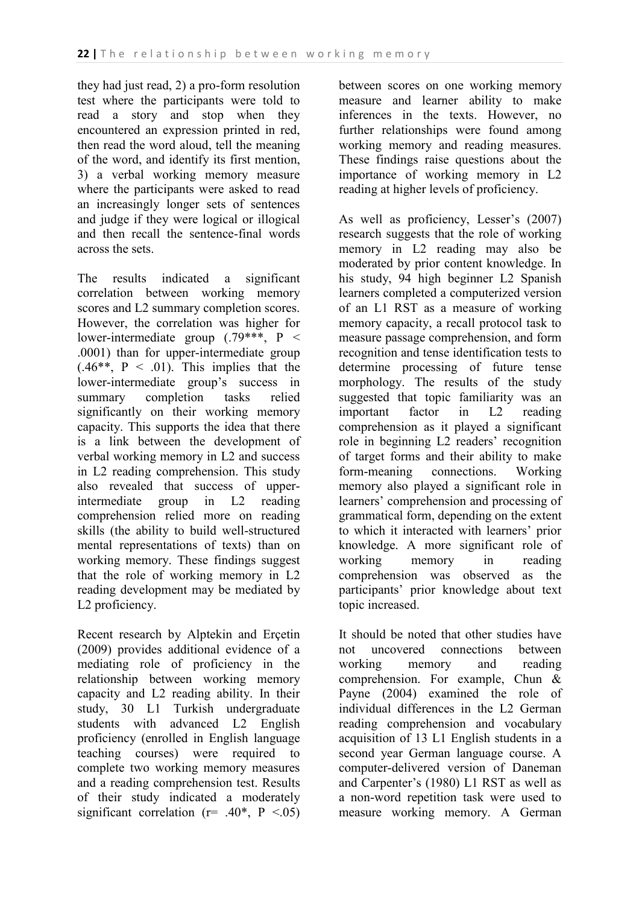they had just read, 2) a pro-form resolution test where the participants were told to read a story and stop when they encountered an expression printed in red, then read the word aloud, tell the meaning of the word, and identify its first mention, 3) a verbal working memory measure where the participants were asked to read an increasingly longer sets of sentences and judge if they were logical or illogical and then recall the sentence-final words across the sets.

The results indicated a significant correlation between working memory scores and L2 summary completion scores. However, the correlation was higher for lower-intermediate group (.79***, $P < .0001$) than for upper-intermediate group (.46**, $P < .01$). This implies that the lower-intermediate group's success in summary completion tasks relied significantly on their working memory capacity. This supports the idea that there is a link between the development of verbal working memory in L2 and success in L2 reading comprehension. This study also revealed that success of upper-intermediate group in L2 reading comprehension relied more on reading skills (the ability to build well-structured mental representations of texts) than on working memory. These findings suggest that the role of working memory in L2 reading development may be mediated by L2 proficiency.

Recent research by Alptekin and Erçetin (2009) provides additional evidence of a mediating role of proficiency in the relationship between working memory capacity and L2 reading ability. In their study, 30 L1 Turkish undergraduate students with advanced L2 English proficiency (enrolled in English language teaching courses) were required to complete two working memory measures and a reading comprehension test. Results of their study indicated a moderately significant correlation ($r= .40$*, $P <.05$) between scores on one working memory measure and learner ability to make inferences in the texts. However, no further relationships were found among working memory and reading measures. These findings raise questions about the importance of working memory in L2 reading at higher levels of proficiency.

As well as proficiency, Lesser's (2007) research suggests that the role of working memory in L2 reading may also be moderated by prior content knowledge. In his study, 94 high beginner L2 Spanish learners completed a computerized version of an L1 RST as a measure of working memory capacity, a recall protocol task to measure passage comprehension, and form recognition and tense identification tests to determine processing of future tense morphology. The results of the study suggested that topic familiarity was an important factor in L2 reading comprehension as it played a significant role in beginning L2 readers' recognition of target forms and their ability to make form-meaning connections. Working memory also played a significant role in learners' comprehension and processing of grammatical form, depending on the extent to which it interacted with learners' prior knowledge. A more significant role of working memory in reading comprehension was observed as the participants' prior knowledge about text topic increased.

It should be noted that other studies have not uncovered connections between working memory and reading comprehension. For example, Chun & Payne (2004) examined the role of individual differences in the L2 German reading comprehension and vocabulary acquisition of 13 L1 English students in a second year German language course. A computer-delivered version of Daneman and Carpenter's (1980) L1 RST as well as a non-word repetition task were used to measure working memory. A German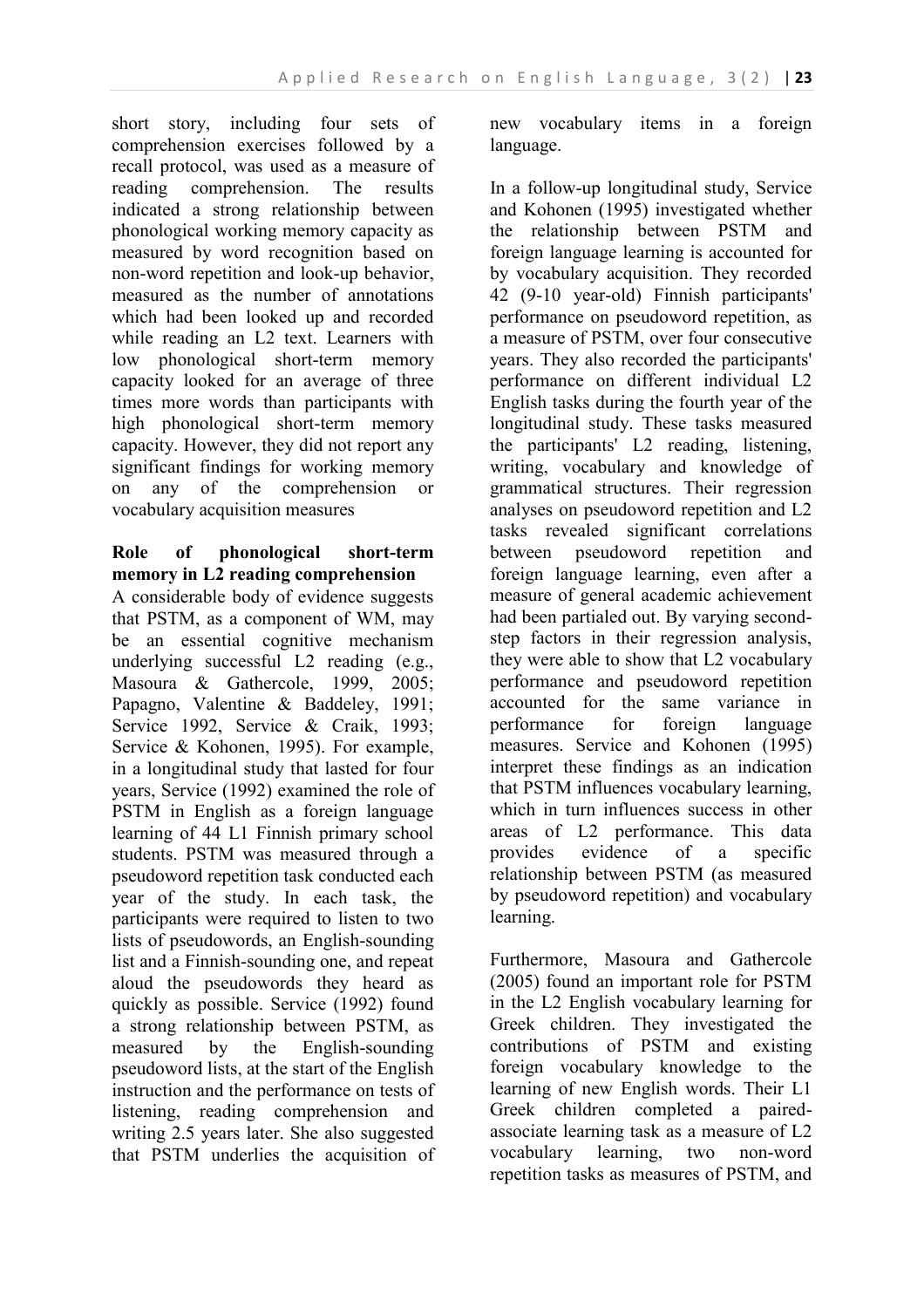short story, including four sets of comprehension exercises followed by a recall protocol, was used as a measure of reading comprehension. The results indicated a strong relationship between phonological working memory capacity as measured by word recognition based on non-word repetition and look-up behavior, measured as the number of annotations which had been looked up and recorded while reading an L2 text. Learners with low phonological short-term memory capacity looked for an average of three times more words than participants with high phonological short-term memory capacity. However, they did not report any significant findings for working memory on any of the comprehension or vocabulary acquisition measures

**Role of phonological short-term memory in L2 reading comprehension**

A considerable body of evidence suggests that PSTM, as a component of WM, may be an essential cognitive mechanism underlying successful L2 reading (e.g., Masoura & Gathercole, 1999, 2005; Papagno, Valentine & Baddeley, 1991; Service 1992, Service & Craik, 1993; Service & Kohonen, 1995). For example, in a longitudinal study that lasted for four years, Service (1992) examined the role of PSTM in English as a foreign language learning of 44 L1 Finnish primary school students. PSTM was measured through a pseudoword repetition task conducted each year of the study. In each task, the participants were required to listen to two lists of pseudowords, an English-sounding list and a Finnish-sounding one, and repeat aloud the pseudowords they heard as quickly as possible. Service (1992) found a strong relationship between PSTM, as measured by the English-sounding pseudoword lists, at the start of the English instruction and the performance on tests of listening, reading comprehension and writing 2.5 years later. She also suggested that PSTM underlies the acquisition of new vocabulary items in a foreign language.

In a follow-up longitudinal study, Service and Kohonen (1995) investigated whether the relationship between PSTM and foreign language learning is accounted for by vocabulary acquisition. They recorded 42 (9-10 year-old) Finnish participants' performance on pseudoword repetition, as a measure of PSTM, over four consecutive years. They also recorded the participants' performance on different individual L2 English tasks during the fourth year of the longitudinal study. These tasks measured the participants' L2 reading, listening, writing, vocabulary and knowledge of grammatical structures. Their regression analyses on pseudoword repetition and L2 tasks revealed significant correlations between pseudoword repetition and foreign language learning, even after a measure of general academic achievement had been partialed out. By varying second-step factors in their regression analysis, they were able to show that L2 vocabulary performance and pseudoword repetition accounted for the same variance in performance for foreign language measures. Service and Kohonen (1995) interpret these findings as an indication that PSTM influences vocabulary learning, which in turn influences success in other areas of L2 performance. This data provides evidence of a specific relationship between PSTM (as measured by pseudoword repetition) and vocabulary learning.

Furthermore, Masoura and Gathercole (2005) found an important role for PSTM in the L2 English vocabulary learning for Greek children. They investigated the contributions of PSTM and existing foreign vocabulary knowledge to the learning of new English words. Their L1 Greek children completed a paired-associate learning task as a measure of L2 vocabulary learning, two non-word repetition tasks as measures of PSTM, and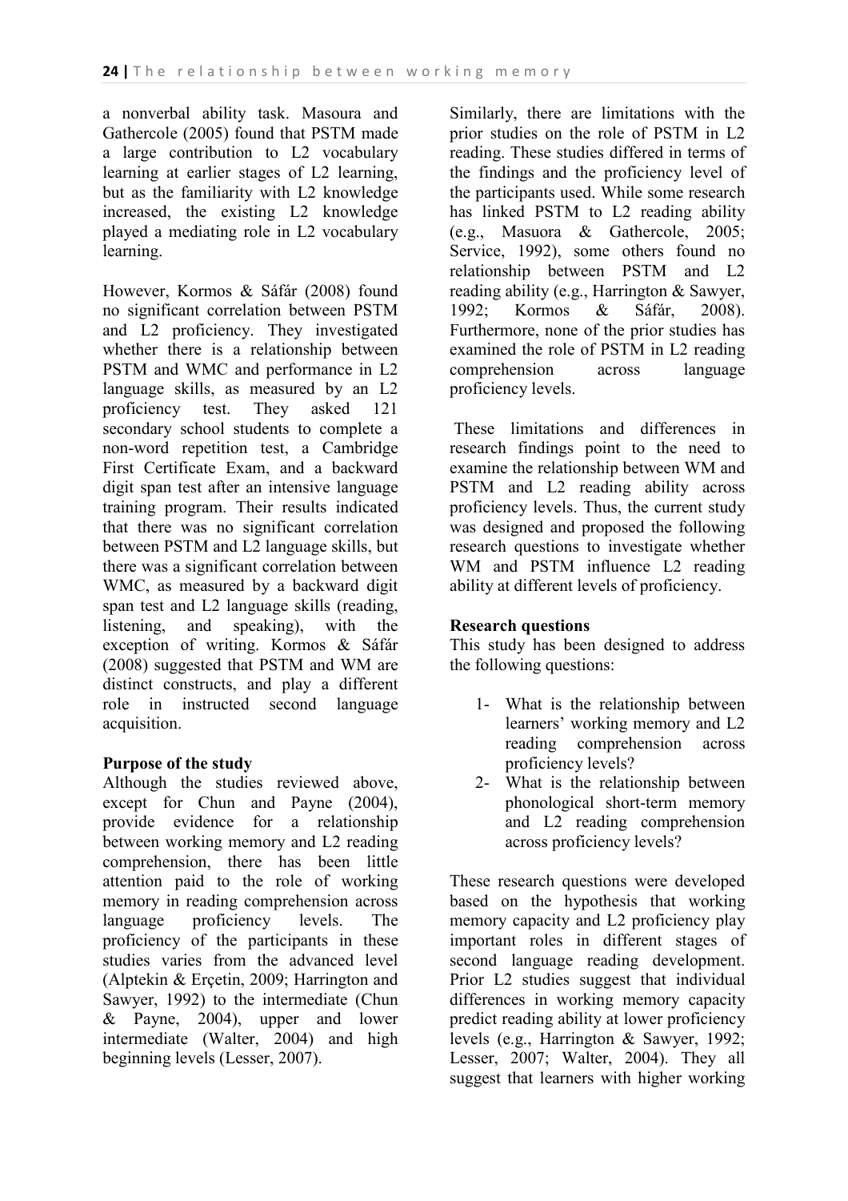a nonverbal ability task. Masoura and Gathercole (2005) found that PSTM made a large contribution to L2 vocabulary learning at earlier stages of L2 learning, but as the familiarity with L2 knowledge increased, the existing L2 knowledge played a mediating role in L2 vocabulary learning.

However, Kormos & Sáfár (2008) found no significant correlation between PSTM and L2 proficiency. They investigated whether there is a relationship between PSTM and WMC and performance in L2 language skills, as measured by an L2 proficiency test. They asked 121 secondary school students to complete a non-word repetition test, a Cambridge First Certificate Exam, and a backward digit span test after an intensive language training program. Their results indicated that there was no significant correlation between PSTM and L2 language skills, but there was a significant correlation between WMC, as measured by a backward digit span test and L2 language skills (reading, listening, and speaking), with the exception of writing. Kormos & Sáfár (2008) suggested that PSTM and WM are distinct constructs, and play a different role in instructed second language acquisition.

**Purpose of the study**

Although the studies reviewed above, except for Chun and Payne (2004), provide evidence for a relationship between working memory and L2 reading comprehension, there has been little attention paid to the role of working memory in reading comprehension across language proficiency levels. The proficiency of the participants in these studies varies from the advanced level (Alptekin & Erçetin, 2009; Harrington and Sawyer, 1992) to the intermediate (Chun & Payne, 2004), upper and lower intermediate (Walter, 2004) and high beginning levels (Lesser, 2007).

Similarly, there are limitations with the prior studies on the role of PSTM in L2 reading. These studies differed in terms of the findings and the proficiency level of the participants used. While some research has linked PSTM to L2 reading ability (e.g., Masuora & Gathercole, 2005; Service, 1992), some others found no relationship between PSTM and L2 reading ability (e.g., Harrington & Sawyer, 1992; Kormos & Sáfár, 2008). Furthermore, none of the prior studies has examined the role of PSTM in L2 reading comprehension across language proficiency levels.

These limitations and differences in research findings point to the need to examine the relationship between WM and PSTM and L2 reading ability across proficiency levels. Thus, the current study was designed and proposed the following research questions to investigate whether WM and PSTM influence L2 reading ability at different levels of proficiency.

**Research questions**

This study has been designed to address the following questions:

1- What is the relationship between learners' working memory and L2 reading comprehension across proficiency levels?

2- What is the relationship between phonological short-term memory and L2 reading comprehension across proficiency levels?

These research questions were developed based on the hypothesis that working memory capacity and L2 proficiency play important roles in different stages of second language reading development. Prior L2 studies suggest that individual differences in working memory capacity predict reading ability at lower proficiency levels (e.g., Harrington & Sawyer, 1992; Lesser, 2007; Walter, 2004). They all suggest that learners with higher working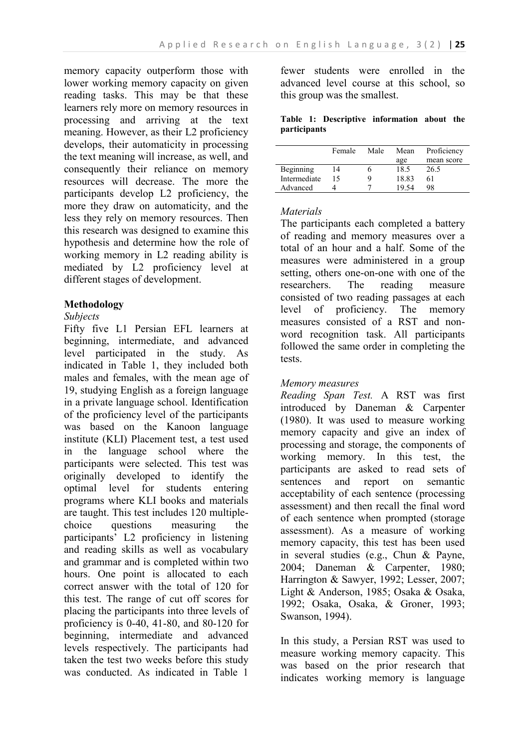memory capacity outperform those with lower working memory capacity on given reading tasks. This may be that these learners rely more on memory resources in processing and arriving at the text meaning. However, as their L2 proficiency develops, their automaticity in processing the text meaning will increase, as well, and consequently their reliance on memory resources will decrease. The more the participants develop L2 proficiency, the more they draw on automaticity, and the less they rely on memory resources. Then this research was designed to examine this hypothesis and determine how the role of working memory in L2 reading ability is mediated by L2 proficiency level at different stages of development.

## Methodology

### *Subjects*

Fifty five L1 Persian EFL learners at beginning, intermediate, and advanced level participated in the study. As indicated in Table 1, they included both males and females, with the mean age of 19, studying English as a foreign language in a private language school. Identification of the proficiency level of the participants was based on the Kanoon language institute (KLI) Placement test, a test used in the language school where the participants were selected. This test was originally developed to identify the optimal level for students entering programs where KLI books and materials are taught. This test includes 120 multiple-choice questions measuring the participants' L2 proficiency in listening and reading skills as well as vocabulary and grammar and is completed within two hours. One point is allocated to each correct answer with the total of 120 for this test. The range of cut off scores for placing the participants into three levels of proficiency is 0-40, 41-80, and 80-120 for beginning, intermediate and advanced levels respectively. The participants had taken the test two weeks before this study was conducted. As indicated in Table 1 fewer students were enrolled in the advanced level course at this school, so this group was the smallest.

**Table 1: Descriptive information about the participants**

| | Female | Male | Mean age | Proficiency mean score |
|---|---|---|---|---|
| Beginning | 14 | 6 | 18.5 | 26.5 |
| Intermediate | 15 | 9 | 18.83 | 61 |
| Advanced | 4 | 7 | 19.54 | 98 |

### *Materials*

The participants each completed a battery of reading and memory measures over a total of an hour and a half. Some of the measures were administered in a group setting, others one-on-one with one of the researchers. The reading measure consisted of two reading passages at each level of proficiency. The memory measures consisted of a RST and non-word recognition task. All participants followed the same order in completing the tests.

### *Memory measures*

*Reading Span Test.* A RST was first introduced by Daneman & Carpenter (1980). It was used to measure working memory capacity and give an index of processing and storage, the components of working memory. In this test, the participants are asked to read sets of sentences and report on semantic acceptability of each sentence (processing assessment) and then recall the final word of each sentence when prompted (storage assessment). As a measure of working memory capacity, this test has been used in several studies (e.g., Chun & Payne, 2004; Daneman & Carpenter, 1980; Harrington & Sawyer, 1992; Lesser, 2007; Light & Anderson, 1985; Osaka & Osaka, 1992; Osaka, Osaka, & Groner, 1993; Swanson, 1994).

In this study, a Persian RST was used to measure working memory capacity. This was based on the prior research that indicates working memory is language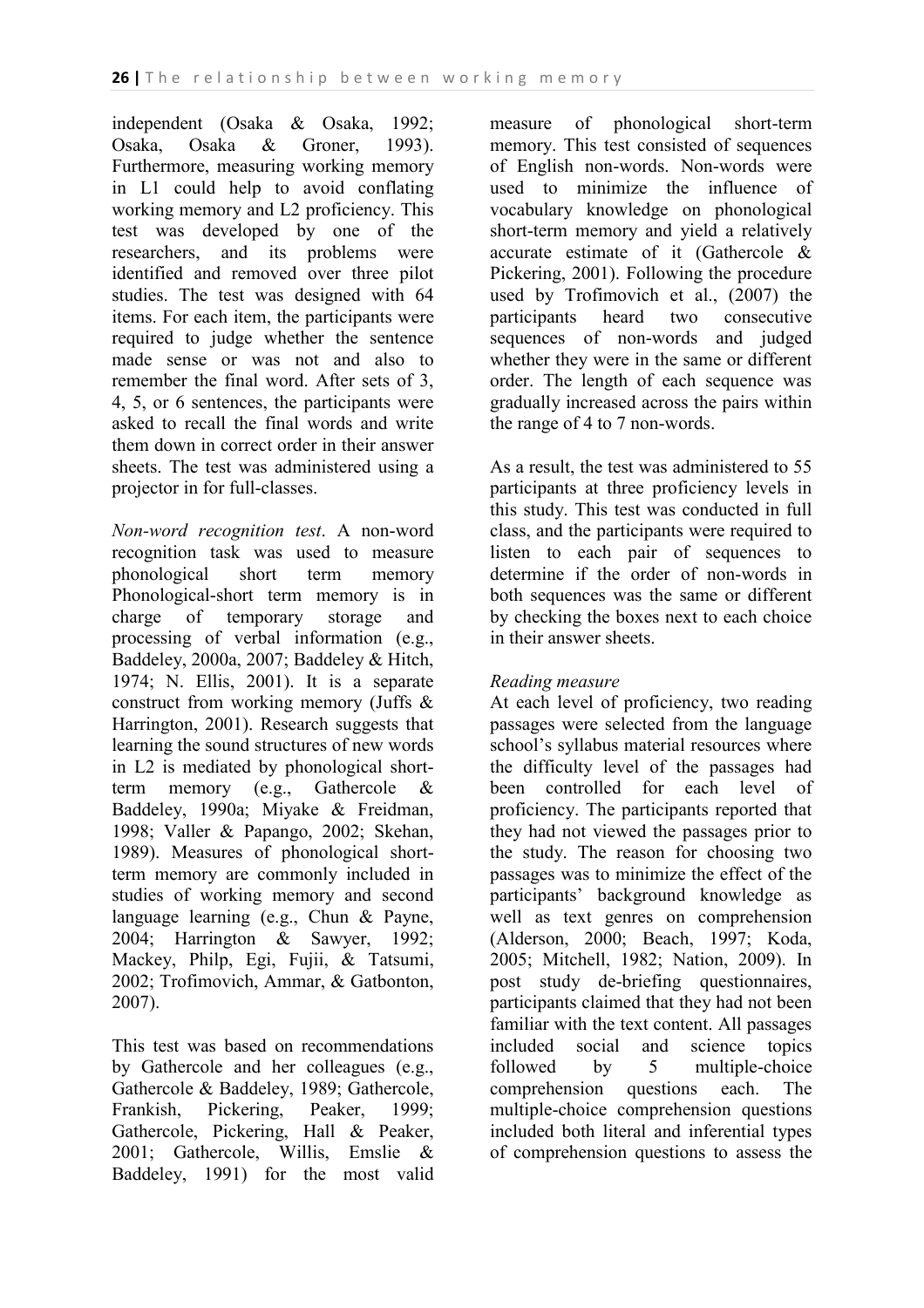independent (Osaka & Osaka, 1992; Osaka, Osaka & Groner, 1993). Furthermore, measuring working memory in L1 could help to avoid conflating working memory and L2 proficiency. This test was developed by one of the researchers, and its problems were identified and removed over three pilot studies. The test was designed with 64 items. For each item, the participants were required to judge whether the sentence made sense or was not and also to remember the final word. After sets of 3, 4, 5, or 6 sentences, the participants were asked to recall the final words and write them down in correct order in their answer sheets. The test was administered using a projector in for full-classes.

*Non-word recognition test*. A non-word recognition task was used to measure phonological short term memory Phonological-short term memory is in charge of temporary storage and processing of verbal information (e.g., Baddeley, 2000a, 2007; Baddeley & Hitch, 1974; N. Ellis, 2001). It is a separate construct from working memory (Juffs & Harrington, 2001). Research suggests that learning the sound structures of new words in L2 is mediated by phonological short-term memory (e.g., Gathercole & Baddeley, 1990a; Miyake & Freidman, 1998; Valler & Papango, 2002; Skehan, 1989). Measures of phonological short-term memory are commonly included in studies of working memory and second language learning (e.g., Chun & Payne, 2004; Harrington & Sawyer, 1992; Mackey, Philp, Egi, Fujii, & Tatsumi, 2002; Trofimovich, Ammar, & Gatbonton, 2007).

This test was based on recommendations by Gathercole and her colleagues (e.g., Gathercole & Baddeley, 1989; Gathercole, Frankish, Pickering, Peaker, 1999; Gathercole, Pickering, Hall & Peaker, 2001; Gathercole, Willis, Emslie & Baddeley, 1991) for the most valid measure of phonological short-term memory. This test consisted of sequences of English non-words. Non-words were used to minimize the influence of vocabulary knowledge on phonological short-term memory and yield a relatively accurate estimate of it (Gathercole & Pickering, 2001). Following the procedure used by Trofimovich et al., (2007) the participants heard two consecutive sequences of non-words and judged whether they were in the same or different order. The length of each sequence was gradually increased across the pairs within the range of 4 to 7 non-words.

As a result, the test was administered to 55 participants at three proficiency levels in this study. This test was conducted in full class, and the participants were required to listen to each pair of sequences to determine if the order of non-words in both sequences was the same or different by checking the boxes next to each choice in their answer sheets.

*Reading measure*

At each level of proficiency, two reading passages were selected from the language school's syllabus material resources where the difficulty level of the passages had been controlled for each level of proficiency. The participants reported that they had not viewed the passages prior to the study. The reason for choosing two passages was to minimize the effect of the participants' background knowledge as well as text genres on comprehension (Alderson, 2000; Beach, 1997; Koda, 2005; Mitchell, 1982; Nation, 2009). In post study de-briefing questionnaires, participants claimed that they had not been familiar with the text content. All passages included social and science topics followed by 5 multiple-choice comprehension questions each. The multiple-choice comprehension questions included both literal and inferential types of comprehension questions to assess the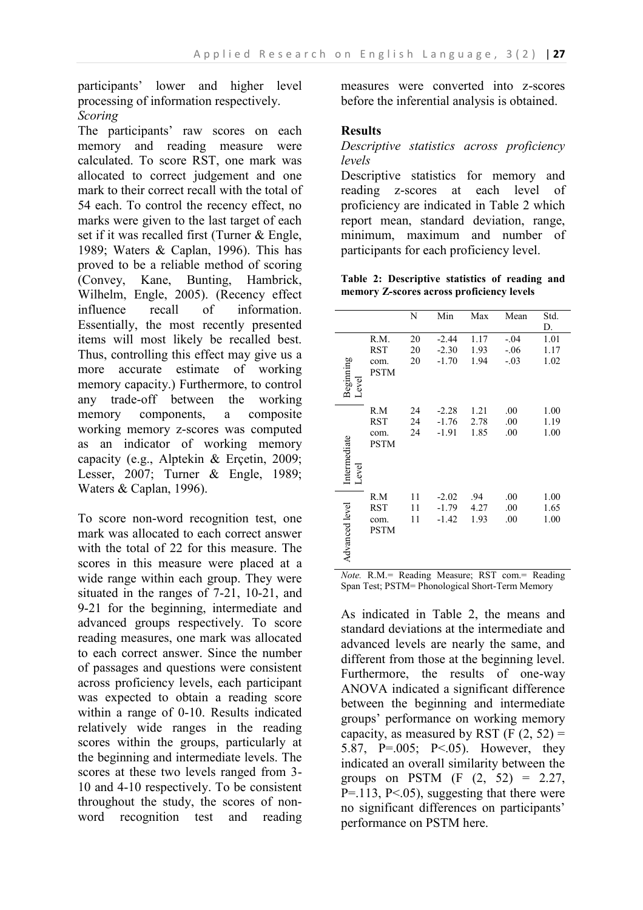participants' lower and higher level processing of information respectively.

*Scoring*

The participants' raw scores on each memory and reading measure were calculated. To score RST, one mark was allocated to correct judgement and one mark to their correct recall with the total of 54 each. To control the recency effect, no marks were given to the last target of each set if it was recalled first (Turner & Engle, 1989; Waters & Caplan, 1996). This has proved to be a reliable method of scoring (Convey, Kane, Bunting, Hambrick, Wilhelm, Engle, 2005). (Recency effect influence recall of information. Essentially, the most recently presented items will most likely be recalled best. Thus, controlling this effect may give us a more accurate estimate of working memory capacity.) Furthermore, to control any trade-off between the working memory components, a composite working memory z-scores was computed as an indicator of working memory capacity (e.g., Alptekin & Erçetin, 2009; Lesser, 2007; Turner & Engle, 1989; Waters & Caplan, 1996).

To score non-word recognition test, one mark was allocated to each correct answer with the total of 22 for this measure. The scores in this measure were placed at a wide range within each group. They were situated in the ranges of 7-21, 10-21, and 9-21 for the beginning, intermediate and advanced groups respectively. To score reading measures, one mark was allocated to each correct answer. Since the number of passages and questions were consistent across proficiency levels, each participant was expected to obtain a reading score within a range of 0-10. Results indicated relatively wide ranges in the reading scores within the groups, particularly at the beginning and intermediate levels. The scores at these two levels ranged from 3-10 and 4-10 respectively. To be consistent throughout the study, the scores of non-word recognition test and reading measures were converted into z-scores before the inferential analysis is obtained.

## Results

*Descriptive statistics across proficiency levels*

Descriptive statistics for memory and reading z-scores at each level of proficiency are indicated in Table 2 which report mean, standard deviation, range, minimum, maximum and number of participants for each proficiency level.

**Table 2: Descriptive statistics of reading and memory Z-scores across proficiency levels**

| | | N | Min | Max | Mean | Std. D. |
|---|---|---|---|---|---|---|
| Beginning Level | R.M. | 20 | -2.44 | 1.17 | -.04 | 1.01 |
| | RST com. | 20 | -2.30 | 1.93 | -.06 | 1.17 |
| | PSTM | 20 | -1.70 | 1.94 | -.03 | 1.02 |
| Intermediate Level | R.M | 24 | -2.28 | 1.21 | .00 | 1.00 |
| | RST com. | 24 | -1.76 | 2.78 | .00 | 1.19 |
| | PSTM | 24 | -1.91 | 1.85 | .00 | 1.00 |
| Advanced level | R.M | 11 | -2.02 | .94 | .00 | 1.00 |
| | RST com. | 11 | -1.79 | 4.27 | .00 | 1.65 |
| | PSTM | 11 | -1.42 | 1.93 | .00 | 1.00 |

*Note.* R.M.= Reading Measure; RST com.= Reading Span Test; PSTM= Phonological Short-Term Memory

As indicated in Table 2, the means and standard deviations at the intermediate and advanced levels are nearly the same, and different from those at the beginning level. Furthermore, the results of one-way ANOVA indicated a significant difference between the beginning and intermediate groups' performance on working memory capacity, as measured by RST ($F\ (2, 52) = 5.87$, $P=.005$; $P<.05$). However, they indicated an overall similarity between the groups on PSTM ($F\ (2, 52) = 2.27$, $P=.113$, $P<.05$), suggesting that there were no significant differences on participants' performance on PSTM here.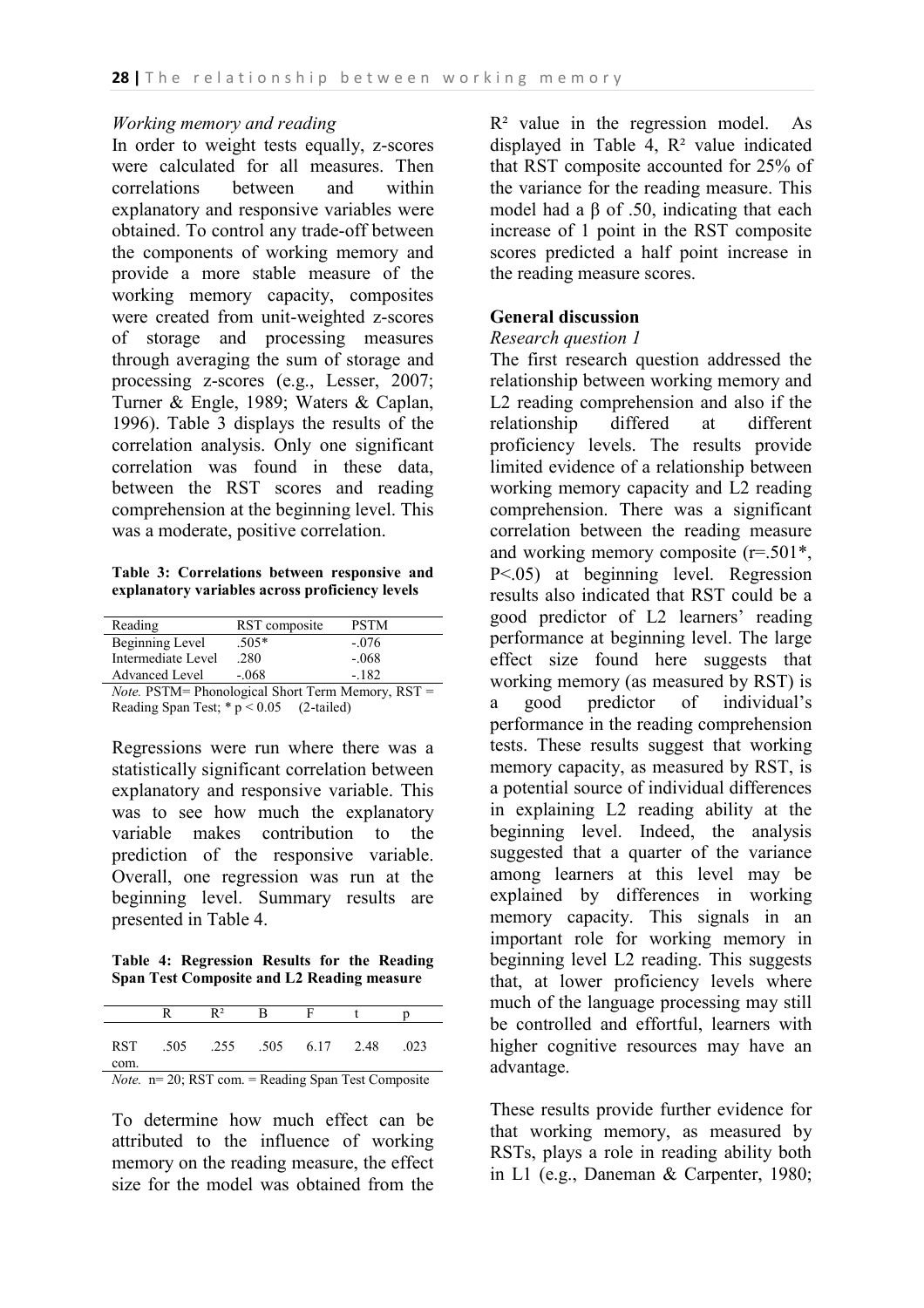### *Working memory and reading*

In order to weight tests equally, z-scores were calculated for all measures. Then correlations between and within explanatory and responsive variables were obtained. To control any trade-off between the components of working memory and provide a more stable measure of the working memory capacity, composites were created from unit-weighted z-scores of storage and processing measures through averaging the sum of storage and processing z-scores (e.g., Lesser, 2007; Turner & Engle, 1989; Waters & Caplan, 1996). Table 3 displays the results of the correlation analysis. Only one significant correlation was found in these data, between the RST scores and reading comprehension at the beginning level. This was a moderate, positive correlation.

**Table 3: Correlations between responsive and explanatory variables across proficiency levels**

| Reading | RST composite | PSTM |
|---|---|---|
| Beginning Level | .505* | -.076 |
| Intermediate Level | .280 | -.068 |
| Advanced Level | -.068 | -.182 |

*Note.* PSTM= Phonological Short Term Memory, RST = Reading Span Test; * $p < 0.05$ (2-tailed)

Regressions were run where there was a statistically significant correlation between explanatory and responsive variable. This was to see how much the explanatory variable makes contribution to the prediction of the responsive variable. Overall, one regression was run at the beginning level. Summary results are presented in Table 4.

**Table 4: Regression Results for the Reading Span Test Composite and L2 Reading measure**

| | R | $R^2$ | B | F | t | p |
|---|---|---|---|---|---|---|
| RST com. | .505 | .255 | .505 | 6.17 | 2.48 | .023 |

*Note.* n= 20; RST com. = Reading Span Test Composite

To determine how much effect can be attributed to the influence of working memory on the reading measure, the effect size for the model was obtained from the $R^2$ value in the regression model. As displayed in Table 4, $R^2$ value indicated that RST composite accounted for 25% of the variance for the reading measure. This model had a $\beta$ of .50, indicating that each increase of 1 point in the RST composite scores predicted a half point increase in the reading measure scores.

## General discussion

### *Research question 1*

The first research question addressed the relationship between working memory and L2 reading comprehension and also if the relationship differed at different proficiency levels. The results provide limited evidence of a relationship between working memory capacity and L2 reading comprehension. There was a significant correlation between the reading measure and working memory composite ($r=.501*$, $P<.05$) at beginning level. Regression results also indicated that RST could be a good predictor of L2 learners' reading performance at beginning level. The large effect size found here suggests that working memory (as measured by RST) is a good predictor of individual's performance in the reading comprehension tests. These results suggest that working memory capacity, as measured by RST, is a potential source of individual differences in explaining L2 reading ability at the beginning level. Indeed, the analysis suggested that a quarter of the variance among learners at this level may be explained by differences in working memory capacity. This signals in an important role for working memory in beginning level L2 reading. This suggests that, at lower proficiency levels where much of the language processing may still be controlled and effortful, learners with higher cognitive resources may have an advantage.

These results provide further evidence for that working memory, as measured by RSTs, plays a role in reading ability both in L1 (e.g., Daneman & Carpenter, 1980;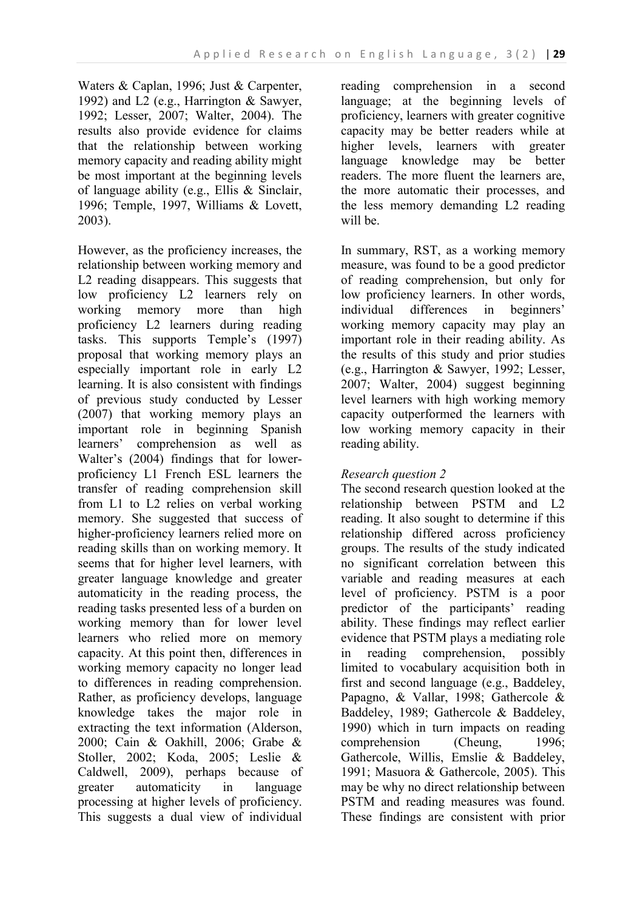Waters & Caplan, 1996; Just & Carpenter, 1992) and L2 (e.g., Harrington & Sawyer, 1992; Lesser, 2007; Walter, 2004). The results also provide evidence for claims that the relationship between working memory capacity and reading ability might be most important at the beginning levels of language ability (e.g., Ellis & Sinclair, 1996; Temple, 1997, Williams & Lovett, 2003).

However, as the proficiency increases, the relationship between working memory and L2 reading disappears. This suggests that low proficiency L2 learners rely on working memory more than high proficiency L2 learners during reading tasks. This supports Temple's (1997) proposal that working memory plays an especially important role in early L2 learning. It is also consistent with findings of previous study conducted by Lesser (2007) that working memory plays an important role in beginning Spanish learners' comprehension as well as Walter's (2004) findings that for lower-proficiency L1 French ESL learners the transfer of reading comprehension skill from L1 to L2 relies on verbal working memory. She suggested that success of higher-proficiency learners relied more on reading skills than on working memory. It seems that for higher level learners, with greater language knowledge and greater automaticity in the reading process, the reading tasks presented less of a burden on working memory than for lower level learners who relied more on memory capacity. At this point then, differences in working memory capacity no longer lead to differences in reading comprehension. Rather, as proficiency develops, language knowledge takes the major role in extracting the text information (Alderson, 2000; Cain & Oakhill, 2006; Grabe & Stoller, 2002; Koda, 2005; Leslie & Caldwell, 2009), perhaps because of greater automaticity in language processing at higher levels of proficiency. This suggests a dual view of individual reading comprehension in a second language; at the beginning levels of proficiency, learners with greater cognitive capacity may be better readers while at higher levels, learners with greater language knowledge may be better readers. The more fluent the learners are, the more automatic their processes, and the less memory demanding L2 reading will be.

In summary, RST, as a working memory measure, was found to be a good predictor of reading comprehension, but only for low proficiency learners. In other words, individual differences in beginners' working memory capacity may play an important role in their reading ability. As the results of this study and prior studies (e.g., Harrington & Sawyer, 1992; Lesser, 2007; Walter, 2004) suggest beginning level learners with high working memory capacity outperformed the learners with low working memory capacity in their reading ability.

*Research question 2*

The second research question looked at the relationship between PSTM and L2 reading. It also sought to determine if this relationship differed across proficiency groups. The results of the study indicated no significant correlation between this variable and reading measures at each level of proficiency. PSTM is a poor predictor of the participants' reading ability. These findings may reflect earlier evidence that PSTM plays a mediating role in reading comprehension, possibly limited to vocabulary acquisition both in first and second language (e.g., Baddeley, Papagno, & Vallar, 1998; Gathercole & Baddeley, 1989; Gathercole & Baddeley, 1990) which in turn impacts on reading comprehension (Cheung, 1996; Gathercole, Willis, Emslie & Baddeley, 1991; Masuora & Gathercole, 2005). This may be why no direct relationship between PSTM and reading measures was found. These findings are consistent with prior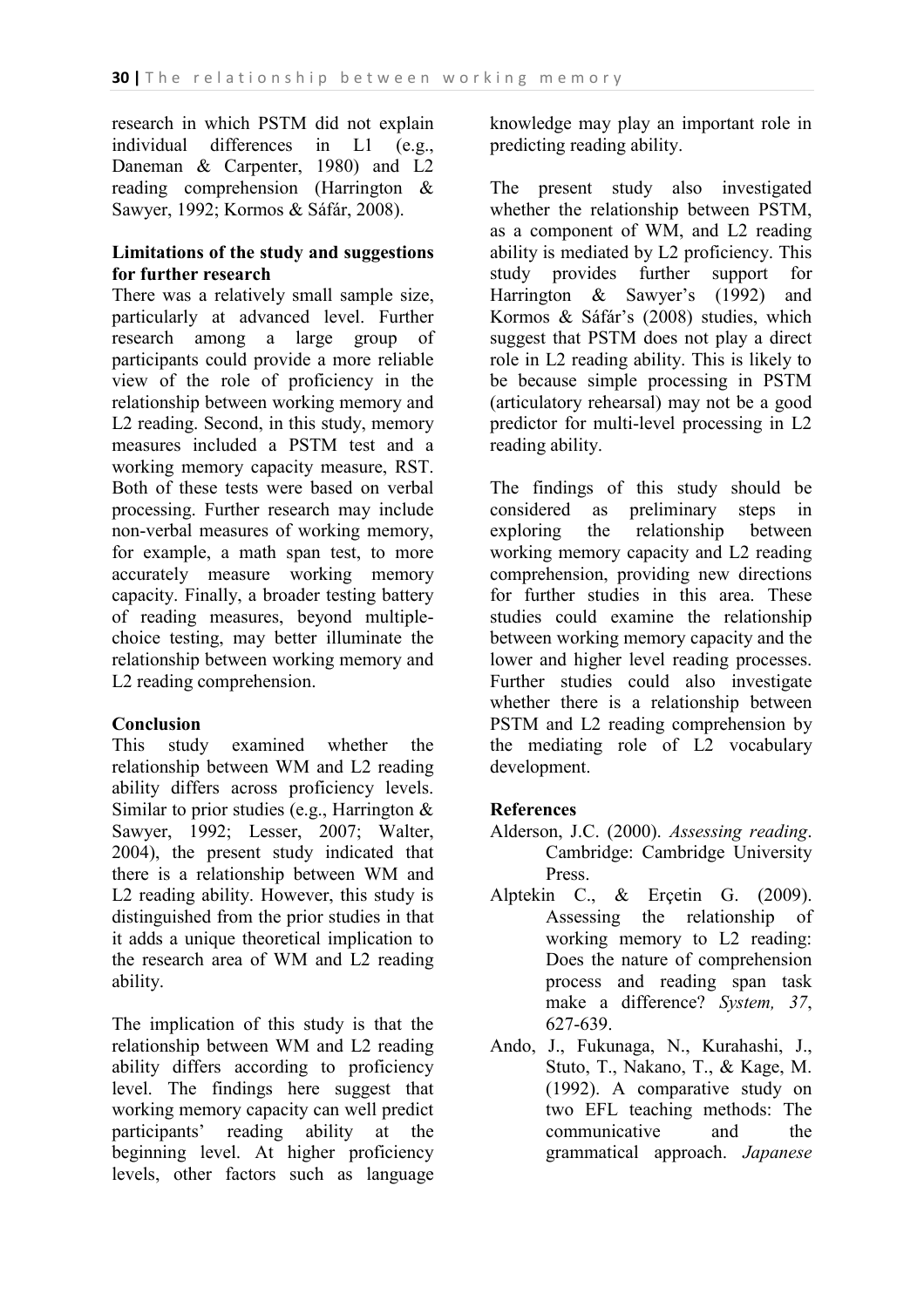research in which PSTM did not explain individual differences in L1 (e.g., Daneman & Carpenter, 1980) and L2 reading comprehension (Harrington & Sawyer, 1992; Kormos & Sáfár, 2008).

**Limitations of the study and suggestions for further research**

There was a relatively small sample size, particularly at advanced level. Further research among a large group of participants could provide a more reliable view of the role of proficiency in the relationship between working memory and L2 reading. Second, in this study, memory measures included a PSTM test and a working memory capacity measure, RST. Both of these tests were based on verbal processing. Further research may include non-verbal measures of working memory, for example, a math span test, to more accurately measure working memory capacity. Finally, a broader testing battery of reading measures, beyond multiple-choice testing, may better illuminate the relationship between working memory and L2 reading comprehension.

**Conclusion**

This study examined whether the relationship between WM and L2 reading ability differs across proficiency levels. Similar to prior studies (e.g., Harrington & Sawyer, 1992; Lesser, 2007; Walter, 2004), the present study indicated that there is a relationship between WM and L2 reading ability. However, this study is distinguished from the prior studies in that it adds a unique theoretical implication to the research area of WM and L2 reading ability.

The implication of this study is that the relationship between WM and L2 reading ability differs according to proficiency level. The findings here suggest that working memory capacity can well predict participants' reading ability at the beginning level. At higher proficiency levels, other factors such as language knowledge may play an important role in predicting reading ability.

The present study also investigated whether the relationship between PSTM, as a component of WM, and L2 reading ability is mediated by L2 proficiency. This study provides further support for Harrington & Sawyer's (1992) and Kormos & Sáfár's (2008) studies, which suggest that PSTM does not play a direct role in L2 reading ability. This is likely to be because simple processing in PSTM (articulatory rehearsal) may not be a good predictor for multi-level processing in L2 reading ability.

The findings of this study should be considered as preliminary steps in exploring the relationship between working memory capacity and L2 reading comprehension, providing new directions for further studies in this area. These studies could examine the relationship between working memory capacity and the lower and higher level reading processes. Further studies could also investigate whether there is a relationship between PSTM and L2 reading comprehension by the mediating role of L2 vocabulary development.

**References**

Alderson, J.C. (2000). *Assessing reading*. Cambridge: Cambridge University Press.

Alptekin C., & Erçetin G. (2009). Assessing the relationship of working memory to L2 reading: Does the nature of comprehension process and reading span task make a difference? *System, 37*, 627-639.

Ando, J., Fukunaga, N., Kurahashi, J., Stuto, T., Nakano, T., & Kage, M. (1992). A comparative study on two EFL teaching methods: The communicative and the grammatical approach. *Japanese*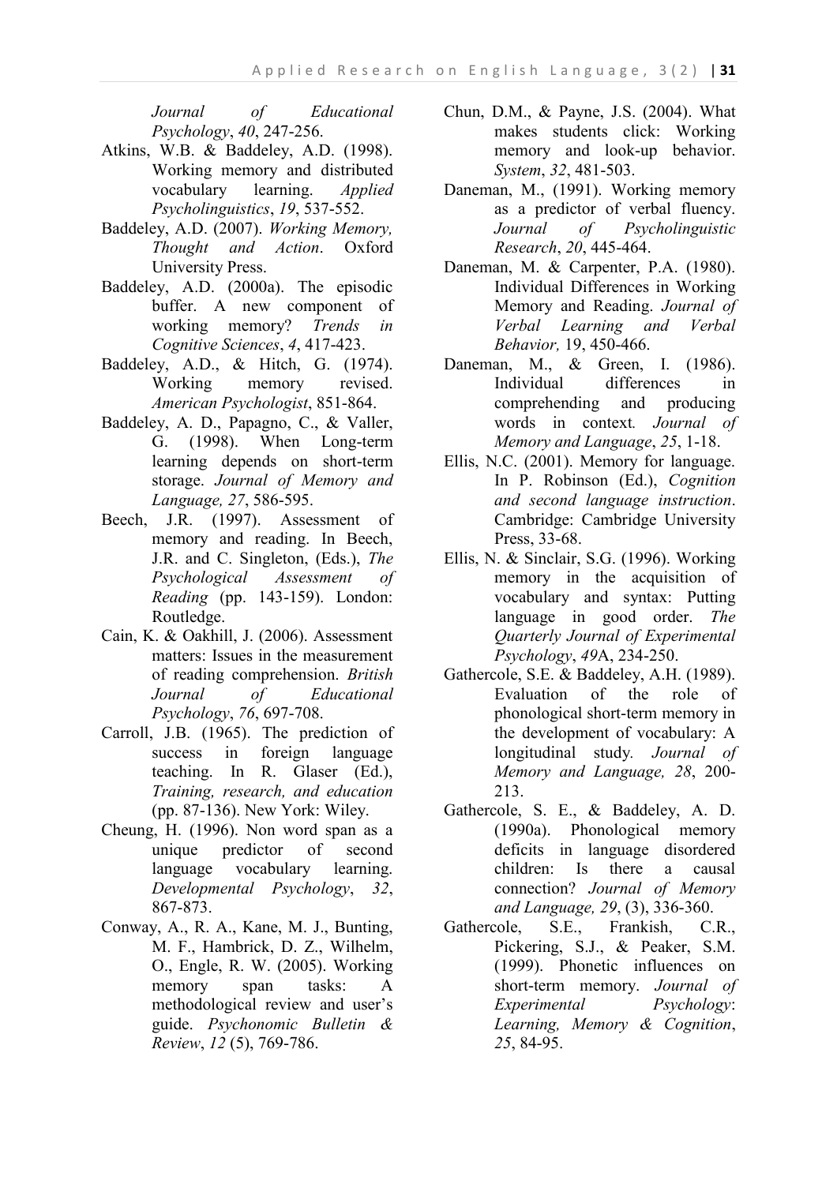*Journal of Educational Psychology*, *40*, 247-256.

Atkins, W.B. & Baddeley, A.D. (1998). Working memory and distributed vocabulary learning. *Applied Psycholinguistics*, *19*, 537-552.

Baddeley, A.D. (2007). *Working Memory, Thought and Action*. Oxford University Press.

Baddeley, A.D. (2000a). The episodic buffer. A new component of working memory? *Trends in Cognitive Sciences*, *4*, 417-423.

Baddeley, A.D., & Hitch, G. (1974). Working memory revised. *American Psychologist*, 851-864.

Baddeley, A. D., Papagno, C., & Valler, G. (1998). When Long-term learning depends on short-term storage. *Journal of Memory and Language, 27*, 586-595.

Beech, J.R. (1997). Assessment of memory and reading. In Beech, J.R. and C. Singleton, (Eds.), *The Psychological Assessment of Reading* (pp. 143-159). London: Routledge.

Cain, K. & Oakhill, J. (2006). Assessment matters: Issues in the measurement of reading comprehension. *British Journal of Educational Psychology*, *76*, 697-708.

Carroll, J.B. (1965). The prediction of success in foreign language teaching. In R. Glaser (Ed.), *Training, research, and education* (pp. 87-136). New York: Wiley.

Cheung, H. (1996). Non word span as a unique predictor of second language vocabulary learning. *Developmental Psychology*, *32*, 867-873.

Conway, A., R. A., Kane, M. J., Bunting, M. F., Hambrick, D. Z., Wilhelm, O., Engle, R. W. (2005). Working memory span tasks: A methodological review and user's guide. *Psychonomic Bulletin & Review*, *12* (5), 769-786.

Chun, D.M., & Payne, J.S. (2004). What makes students click: Working memory and look-up behavior. *System*, *32*, 481-503.

Daneman, M., (1991). Working memory as a predictor of verbal fluency. *Journal of Psycholinguistic Research*, *20*, 445-464.

Daneman, M. & Carpenter, P.A. (1980). Individual Differences in Working Memory and Reading. *Journal of Verbal Learning and Verbal Behavior,* 19, 450-466.

Daneman, M., & Green, I. (1986). Individual differences in comprehending and producing words in context*. Journal of Memory and Language*, *25*, 1-18.

Ellis, N.C. (2001). Memory for language. In P. Robinson (Ed.), *Cognition and second language instruction*. Cambridge: Cambridge University Press, 33-68.

Ellis, N. & Sinclair, S.G. (1996). Working memory in the acquisition of vocabulary and syntax: Putting language in good order. *The Quarterly Journal of Experimental Psychology*, *49*A, 234-250.

Gathercole, S.E. & Baddeley, A.H. (1989). Evaluation of the role of phonological short-term memory in the development of vocabulary: A longitudinal study*. Journal of Memory and Language, 28*, 200-213.

Gathercole, S. E., & Baddeley, A. D. (1990a). Phonological memory deficits in language disordered children: Is there a causal connection? *Journal of Memory and Language, 29*, (3), 336-360.

Gathercole, S.E., Frankish, C.R., Pickering, S.J., & Peaker, S.M. (1999). Phonetic influences on short-term memory. *Journal of Experimental Psychology*: *Learning, Memory & Cognition*, *25*, 84-95.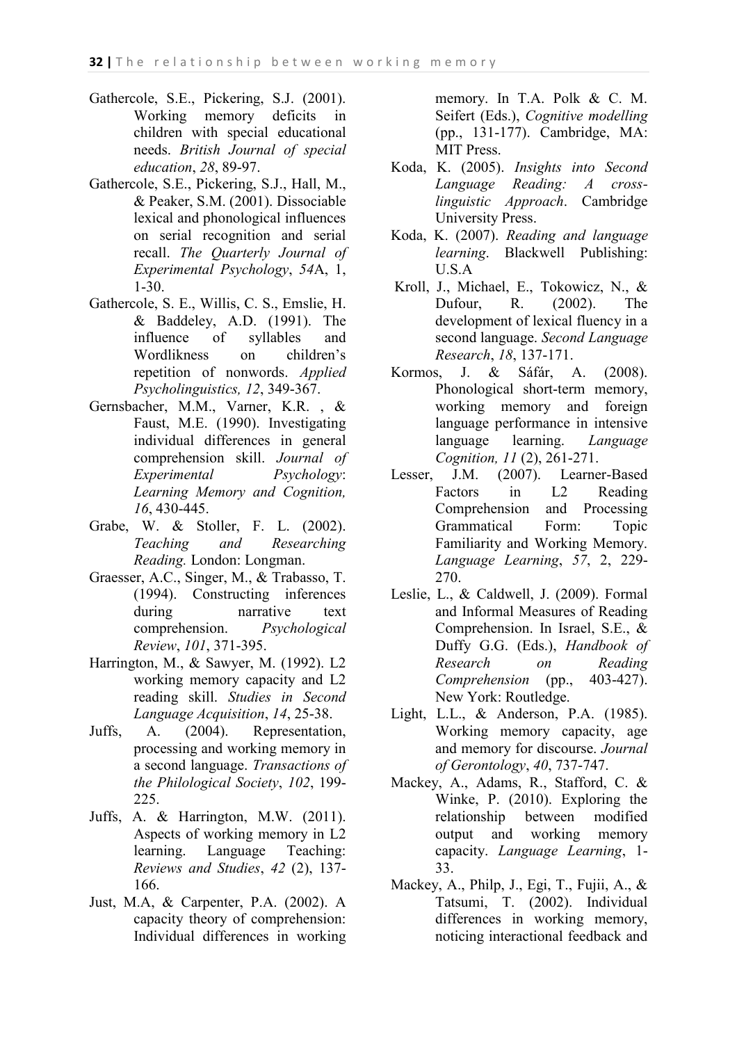Gathercole, S.E., Pickering, S.J. (2001). Working memory deficits in children with special educational needs. *British Journal of special education*, *28*, 89-97.

Gathercole, S.E., Pickering, S.J., Hall, M., & Peaker, S.M. (2001). Dissociable lexical and phonological influences on serial recognition and serial recall. *The Quarterly Journal of Experimental Psychology*, *54*A, 1, 1-30.

Gathercole, S. E., Willis, C. S., Emslie, H. & Baddeley, A.D. (1991). The influence of syllables and Wordlikness on children's repetition of nonwords. *Applied Psycholinguistics, 12*, 349-367.

Gernsbacher, M.M., Varner, K.R. , & Faust, M.E. (1990). Investigating individual differences in general comprehension skill. *Journal of Experimental Psychology*: *Learning Memory and Cognition, 16*, 430-445.

Grabe, W. & Stoller, F. L. (2002). *Teaching and Researching Reading.* London: Longman.

Graesser, A.C., Singer, M., & Trabasso, T. (1994). Constructing inferences during narrative text comprehension. *Psychological Review*, *101*, 371-395.

Harrington, M., & Sawyer, M. (1992). L2 working memory capacity and L2 reading skill. *Studies in Second Language Acquisition*, *14*, 25-38.

Juffs, A. (2004). Representation, processing and working memory in a second language. *Transactions of the Philological Society*, *102*, 199-225.

Juffs, A. & Harrington, M.W. (2011). Aspects of working memory in L2 learning. Language Teaching: *Reviews and Studies*, *42* (2), 137-166.

Just, M.A, & Carpenter, P.A. (2002). A capacity theory of comprehension: Individual differences in working memory. In T.A. Polk & C. M. Seifert (Eds.), *Cognitive modelling* (pp., 131-177). Cambridge, MA: MIT Press.

Koda, K. (2005). *Insights into Second Language Reading: A cross-linguistic Approach*. Cambridge University Press.

Koda, K. (2007). *Reading and language learning*. Blackwell Publishing: U.S.A

Kroll, J., Michael, E., Tokowicz, N., & Dufour, R. (2002). The development of lexical fluency in a second language. *Second Language Research*, *18*, 137-171.

Kormos, J. & Sáfár, A. (2008). Phonological short-term memory, working memory and foreign language performance in intensive language learning. *Language Cognition, 11* (2), 261-271.

Lesser, J.M. (2007). Learner-Based Factors in L2 Reading Comprehension and Processing Grammatical Form: Topic Familiarity and Working Memory. *Language Learning*, *57*, 2, 229-270.

Leslie, L., & Caldwell, J. (2009). Formal and Informal Measures of Reading Comprehension. In Israel, S.E., & Duffy G.G. (Eds.), *Handbook of Research on Reading Comprehension* (pp., 403-427). New York: Routledge.

Light, L.L., & Anderson, P.A. (1985). Working memory capacity, age and memory for discourse. *Journal of Gerontology*, *40*, 737-747.

Mackey, A., Adams, R., Stafford, C. & Winke, P. (2010). Exploring the relationship between modified output and working memory capacity. *Language Learning*, 1-33.

Mackey, A., Philp, J., Egi, T., Fujii, A., & Tatsumi, T. (2002). Individual differences in working memory, noticing interactional feedback and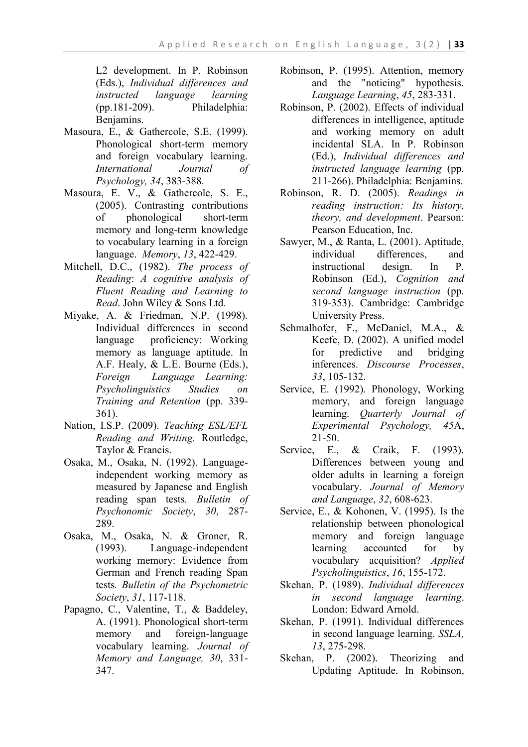L2 development. In P. Robinson (Eds.), *Individual differences and instructed language learning* (pp.181-209). Philadelphia: Benjamins.

Masoura, E., & Gathercole, S.E. (1999). Phonological short-term memory and foreign vocabulary learning. *International Journal of Psychology, 34*, 383-388.

Masoura, E. V., & Gathercole, S. E., (2005). Contrasting contributions of phonological short-term memory and long-term knowledge to vocabulary learning in a foreign language. *Memory*, *13*, 422-429.

Mitchell, D.C., (1982). *The process of Reading*: *A cognitive analysis of Fluent Reading and Learning to Read*. John Wiley & Sons Ltd.

Miyake, A. & Friedman, N.P. (1998). Individual differences in second language proficiency: Working memory as language aptitude. In A.F. Healy, & L.E. Bourne (Eds.), *Foreign Language Learning: Psycholinguistics Studies on Training and Retention* (pp. 339-361).

Nation, I.S.P. (2009). *Teaching ESL/EFL Reading and Writing.* Routledge, Taylor & Francis.

Osaka, M., Osaka, N. (1992). Language-independent working memory as measured by Japanese and English reading span tests*. Bulletin of Psychonomic Society*, *30*, 287-289.

Osaka, M., Osaka, N. & Groner, R. (1993). Language-independent working memory: Evidence from German and French reading Span tests*. Bulletin of the Psychometric Society*, *31*, 117-118.

Papagno, C., Valentine, T., & Baddeley, A. (1991). Phonological short-term memory and foreign-language vocabulary learning. *Journal of Memory and Language, 30*, 331-347.

Robinson, P. (1995). Attention, memory and the "noticing" hypothesis. *Language Learning*, *45*, 283-331.

Robinson, P. (2002). Effects of individual differences in intelligence, aptitude and working memory on adult incidental SLA. In P. Robinson (Ed.), *Individual differences and instructed language learning* (pp. 211-266). Philadelphia: Benjamins.

Robinson, R. D. (2005). *Readings in reading instruction: Its history, theory, and development*. Pearson: Pearson Education, Inc.

Sawyer, M., & Ranta, L. (2001). Aptitude, individual differences, and instructional design. In P. Robinson (Ed.), *Cognition and second language instruction* (pp. 319-353). Cambridge: Cambridge University Press.

Schmalhofer, F., McDaniel, M.A., & Keefe, D. (2002). A unified model for predictive and bridging inferences. *Discourse Processes*, *33*, 105-132.

Service, E. (1992). Phonology, Working memory, and foreign language learning. *Quarterly Journal of Experimental Psychology, 45*A, 21-50.

Service, E., & Craik, F. (1993). Differences between young and older adults in learning a foreign vocabulary. *Journal of Memory and Language*, *32*, 608-623.

Service, E., & Kohonen, V. (1995). Is the relationship between phonological memory and foreign language learning accounted for by vocabulary acquisition? *Applied Psycholinguistics*, *16*, 155-172.

Skehan, P. (1989). *Individual differences in second language learning*. London: Edward Arnold.

Skehan, P. (1991). Individual differences in second language learning. *SSLA, 13*, 275-298.

Skehan, P. (2002). Theorizing and Updating Aptitude. In Robinson,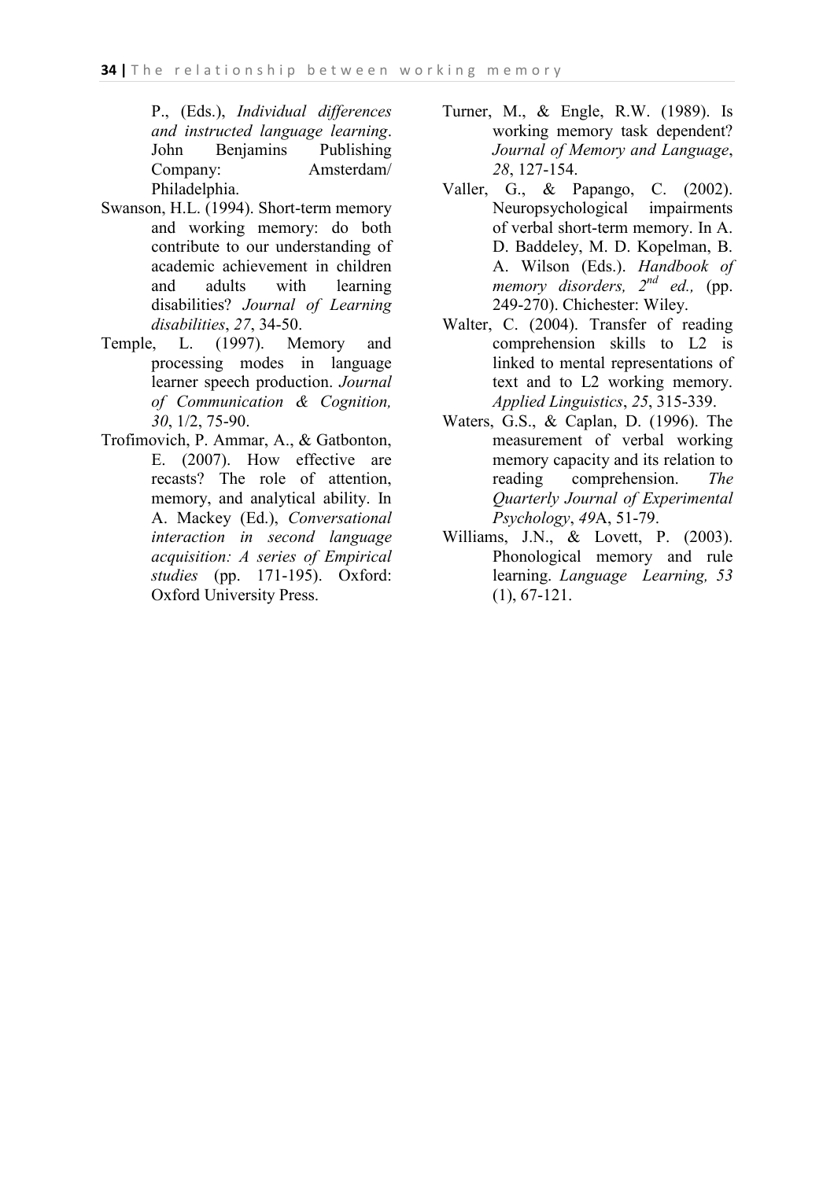P., (Eds.), *Individual differences and instructed language learning*. John Benjamins Publishing Company: Amsterdam/ Philadelphia.

Swanson, H.L. (1994). Short-term memory and working memory: do both contribute to our understanding of academic achievement in children and adults with learning disabilities? *Journal of Learning disabilities*, *27*, 34-50.

Temple, L. (1997). Memory and processing modes in language learner speech production. *Journal of Communication & Cognition, 30*, 1/2, 75-90.

Trofimovich, P. Ammar, A., & Gatbonton, E. (2007). How effective are recasts? The role of attention, memory, and analytical ability. In A. Mackey (Ed.), *Conversational interaction in second language acquisition: A series of Empirical studies* (pp. 171-195). Oxford: Oxford University Press.

Turner, M., & Engle, R.W. (1989). Is working memory task dependent? *Journal of Memory and Language*, *28*, 127-154.

Valler, G., & Papango, C. (2002). Neuropsychological impairments of verbal short-term memory. In A. D. Baddeley, M. D. Kopelman, B. A. Wilson (Eds.). *Handbook of memory disorders, 2nd ed.,* (pp. 249-270). Chichester: Wiley.

Walter, C. (2004). Transfer of reading comprehension skills to L2 is linked to mental representations of text and to L2 working memory. *Applied Linguistics*, *25*, 315-339.

Waters, G.S., & Caplan, D. (1996). The measurement of verbal working memory capacity and its relation to reading comprehension. *The Quarterly Journal of Experimental Psychology*, *49*A, 51-79.

Williams, J.N., & Lovett, P. (2003). Phonological memory and rule learning. *Language Learning, 53* (1), 67-121.